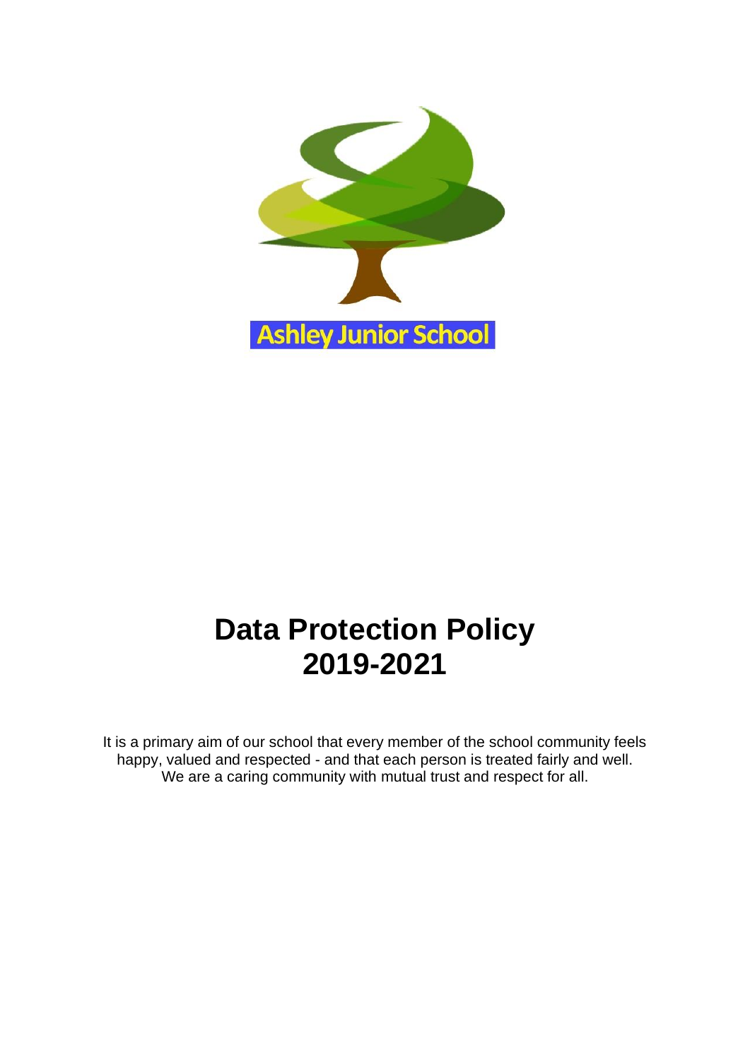Ashley Junior School

# Data Protection Policy 2019-2021

It is a primary aim of our school that every member of the school community feels happy, valued and respected - and that each person is treated fairly and well. We are a caring community with mutual trust and respect for all.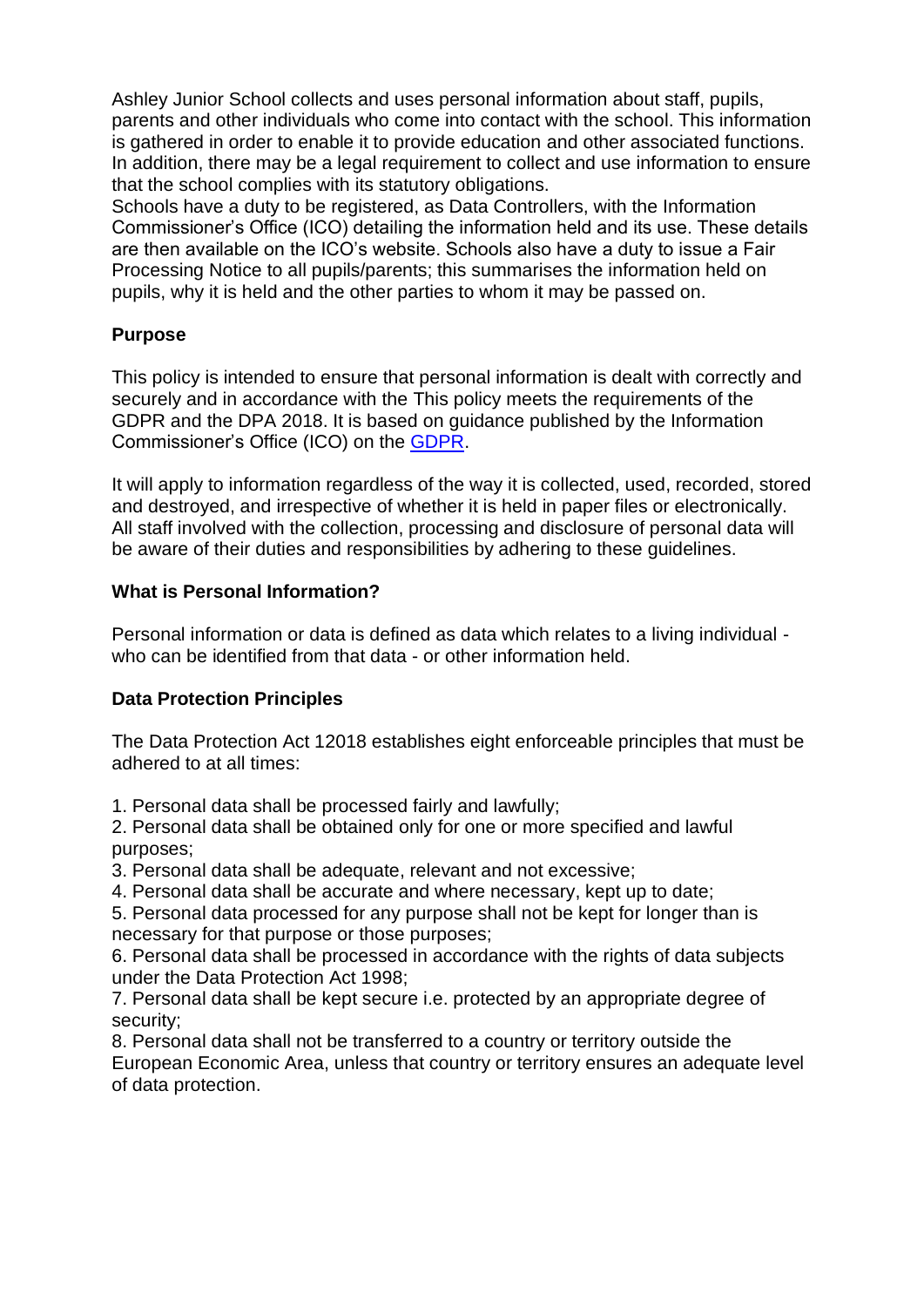Ashley Junior School collects and uses personal information about staff, pupils, parents and other individuals who come into contact with the school. This information is gathered in order to enable it to provide education and other associated functions. In addition, there may be a legal requirement to collect and use information to ensure that the school complies with its statutory obligations.
Schools have a duty to be registered, as Data Controllers, with the Information Commissioner's Office (ICO) detailing the information held and its use. These details are then available on the ICO's website. Schools also have a duty to issue a Fair Processing Notice to all pupils/parents; this summarises the information held on pupils, why it is held and the other parties to whom it may be passed on.

**Purpose**

This policy is intended to ensure that personal information is dealt with correctly and securely and in accordance with the This policy meets the requirements of the GDPR and the DPA 2018. It is based on guidance published by the Information Commissioner's Office (ICO) on the GDPR.

It will apply to information regardless of the way it is collected, used, recorded, stored and destroyed, and irrespective of whether it is held in paper files or electronically. All staff involved with the collection, processing and disclosure of personal data will be aware of their duties and responsibilities by adhering to these guidelines.

**What is Personal Information?**

Personal information or data is defined as data which relates to a living individual - who can be identified from that data - or other information held.

**Data Protection Principles**

The Data Protection Act 12018 establishes eight enforceable principles that must be adhered to at all times:

1. Personal data shall be processed fairly and lawfully;
2. Personal data shall be obtained only for one or more specified and lawful purposes;
3. Personal data shall be adequate, relevant and not excessive;
4. Personal data shall be accurate and where necessary, kept up to date;
5. Personal data processed for any purpose shall not be kept for longer than is necessary for that purpose or those purposes;
6. Personal data shall be processed in accordance with the rights of data subjects under the Data Protection Act 1998;
7. Personal data shall be kept secure i.e. protected by an appropriate degree of security;
8. Personal data shall not be transferred to a country or territory outside the European Economic Area, unless that country or territory ensures an adequate level of data protection.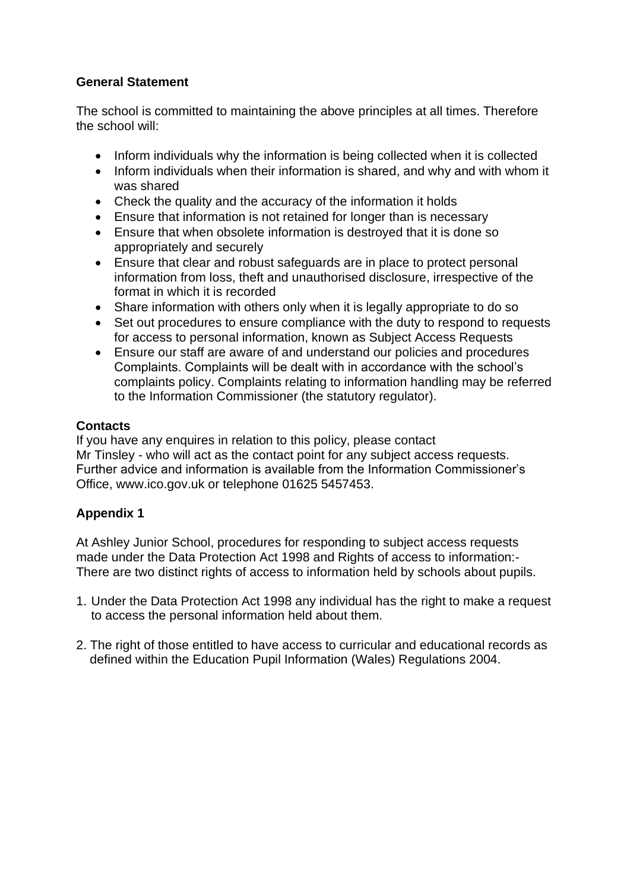**General Statement**

The school is committed to maintaining the above principles at all times. Therefore the school will:

- Inform individuals why the information is being collected when it is collected
- Inform individuals when their information is shared, and why and with whom it was shared
- Check the quality and the accuracy of the information it holds
- Ensure that information is not retained for longer than is necessary
- Ensure that when obsolete information is destroyed that it is done so appropriately and securely
- Ensure that clear and robust safeguards are in place to protect personal information from loss, theft and unauthorised disclosure, irrespective of the format in which it is recorded
- Share information with others only when it is legally appropriate to do so
- Set out procedures to ensure compliance with the duty to respond to requests for access to personal information, known as Subject Access Requests
- Ensure our staff are aware of and understand our policies and procedures Complaints. Complaints will be dealt with in accordance with the school's complaints policy. Complaints relating to information handling may be referred to the Information Commissioner (the statutory regulator).

**Contacts**

If you have any enquires in relation to this policy, please contact
Mr Tinsley - who will act as the contact point for any subject access requests.
Further advice and information is available from the Information Commissioner's Office, www.ico.gov.uk or telephone 01625 5457453.

**Appendix 1**

At Ashley Junior School, procedures for responding to subject access requests made under the Data Protection Act 1998 and Rights of access to information:-
There are two distinct rights of access to information held by schools about pupils.

1. Under the Data Protection Act 1998 any individual has the right to make a request to access the personal information held about them.

2. The right of those entitled to have access to curricular and educational records as defined within the Education Pupil Information (Wales) Regulations 2004.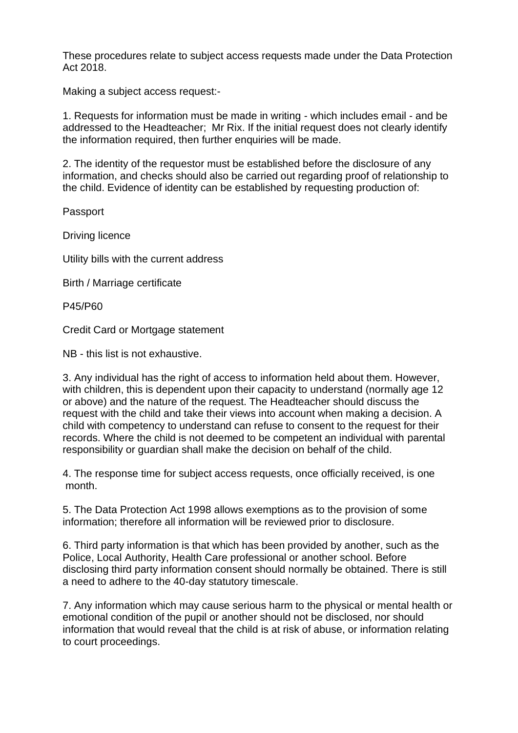These procedures relate to subject access requests made under the Data Protection Act 2018.

Making a subject access request:-

1. Requests for information must be made in writing - which includes email - and be addressed to the Headteacher; Mr Rix. If the initial request does not clearly identify the information required, then further enquiries will be made.

2. The identity of the requestor must be established before the disclosure of any information, and checks should also be carried out regarding proof of relationship to the child. Evidence of identity can be established by requesting production of:

Passport

Driving licence

Utility bills with the current address

Birth / Marriage certificate

P45/P60

Credit Card or Mortgage statement

NB - this list is not exhaustive.

3. Any individual has the right of access to information held about them. However, with children, this is dependent upon their capacity to understand (normally age 12 or above) and the nature of the request. The Headteacher should discuss the request with the child and take their views into account when making a decision. A child with competency to understand can refuse to consent to the request for their records. Where the child is not deemed to be competent an individual with parental responsibility or guardian shall make the decision on behalf of the child.

4. The response time for subject access requests, once officially received, is one month.

5. The Data Protection Act 1998 allows exemptions as to the provision of some information; therefore all information will be reviewed prior to disclosure.

6. Third party information is that which has been provided by another, such as the Police, Local Authority, Health Care professional or another school. Before disclosing third party information consent should normally be obtained. There is still a need to adhere to the 40-day statutory timescale.

7. Any information which may cause serious harm to the physical or mental health or emotional condition of the pupil or another should not be disclosed, nor should information that would reveal that the child is at risk of abuse, or information relating to court proceedings.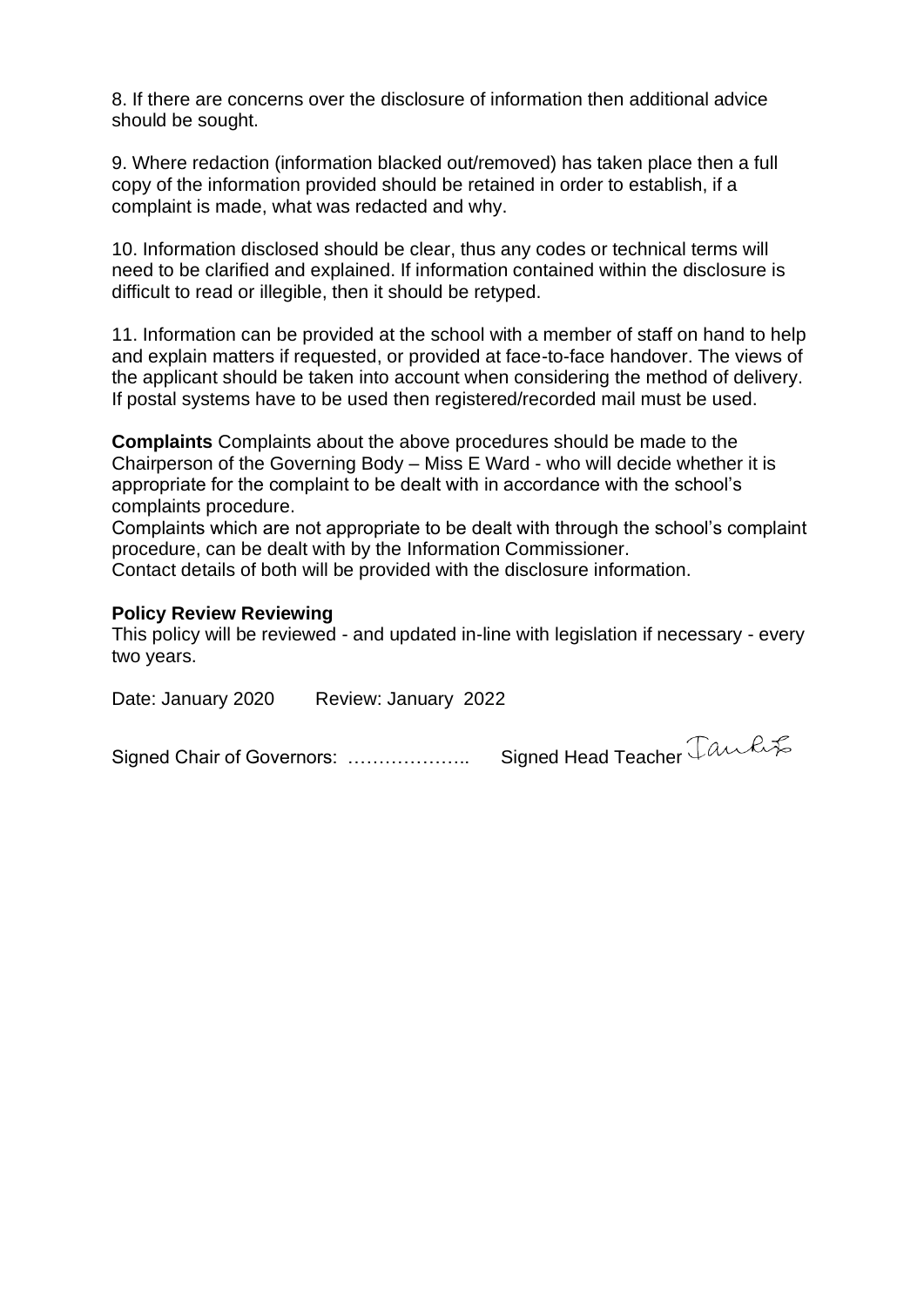8. If there are concerns over the disclosure of information then additional advice should be sought.

9. Where redaction (information blacked out/removed) has taken place then a full copy of the information provided should be retained in order to establish, if a complaint is made, what was redacted and why.

10. Information disclosed should be clear, thus any codes or technical terms will need to be clarified and explained. If information contained within the disclosure is difficult to read or illegible, then it should be retyped.

11. Information can be provided at the school with a member of staff on hand to help and explain matters if requested, or provided at face-to-face handover. The views of the applicant should be taken into account when considering the method of delivery. If postal systems have to be used then registered/recorded mail must be used.

**Complaints** Complaints about the above procedures should be made to the Chairperson of the Governing Body – Miss E Ward - who will decide whether it is appropriate for the complaint to be dealt with in accordance with the school's complaints procedure.
Complaints which are not appropriate to be dealt with through the school's complaint procedure, can be dealt with by the Information Commissioner.
Contact details of both will be provided with the disclosure information.

**Policy Review Reviewing**
This policy will be reviewed - and updated in-line with legislation if necessary - every two years.

Date: January 2020 Review: January 2022

Signed Chair of Governors: ……………….. Signed Head Teacher